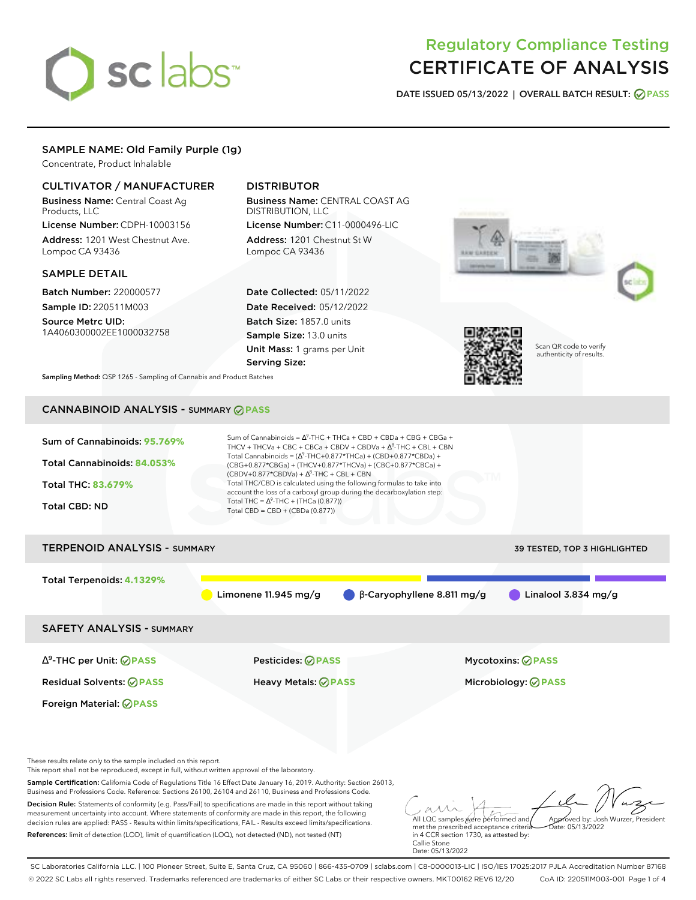# Regulatory Compliance Testing
# CERTIFICATE OF ANALYSIS

DATE ISSUED 05/13/2022 | OVERALL BATCH RESULT: PASS

## SAMPLE NAME: Old Family Purple (1g)

Concentrate, Product Inhalable

### CULTIVATOR / MANUFACTURER

**Business Name:** Central Coast Ag Products, LLC

**License Number:** CDPH-10003156

**Address:** 1201 West Chestnut Ave. Lompoc CA 93436

### DISTRIBUTOR

**Business Name:** CENTRAL COAST AG DISTRIBUTION, LLC

**License Number:** C11-0000496-LIC

**Address:** 1201 Chestnut St W Lompoc CA 93436

### SAMPLE DETAIL

**Batch Number:** 220000577

**Sample ID:** 220511M003

**Source Metrc UID:** 1A4060300002EE1000032758

**Date Collected:** 05/11/2022

**Date Received:** 05/12/2022

**Batch Size:** 1857.0 units

**Sample Size:** 13.0 units

**Unit Mass:** 1 grams per Unit

**Serving Size:**

Scan QR code to verify authenticity of results.

**Sampling Method:** QSP 1265 - Sampling of Cannabis and Product Batches

## CANNABINOID ANALYSIS - SUMMARY PASS

**Sum of Cannabinoids: 95.769%**

**Total Cannabinoids: 84.053%**

**Total THC: 83.679%**

**Total CBD: ND**

Sum of Cannabinoids = $\Delta^9$-THC + THCa + CBD + CBDa + CBG + CBGa + THCV + THCVa + CBC + CBCa + CBDV + CBDVa + $\Delta^8$-THC + CBL + CBN

Total Cannabinoids = ($\Delta^9$-THC+0.877*THCa) + (CBD+0.877*CBDa) + (CBG+0.877*CBGa) + (THCV+0.877*THCVa) + (CBC+0.877*CBCa) + (CBDV+0.877*CBDVa) + $\Delta^8$-THC + CBL + CBN

Total THC/CBD is calculated using the following formulas to take into account the loss of a carboxyl group during the decarboxylation step:

Total THC = $\Delta^9$-THC + (THCa (0.877))

Total CBD = CBD + (CBDa (0.877))

## TERPENOID ANALYSIS - SUMMARY

39 TESTED, TOP 3 HIGHLIGHTED

**Total Terpenoids: 4.1329%**

Limonene 11.945 mg/g | β-Caryophyllene 8.811 mg/g | Linalool 3.834 mg/g

## SAFETY ANALYSIS - SUMMARY

| | | |
|---|---|---|
| $\Delta^9$-THC per Unit: PASS | Pesticides: PASS | Mycotoxins: PASS |
| Residual Solvents: PASS | Heavy Metals: PASS | Microbiology: PASS |
| Foreign Material: PASS | | |

These results relate only to the sample included on this report.
This report shall not be reproduced, except in full, without written approval of the laboratory.

**Sample Certification:** California Code of Regulations Title 16 Effect Date January 16, 2019. Authority: Section 26013, Business and Professions Code. Reference: Sections 26100, 26104 and 26110, Business and Professions Code.

**Decision Rule:** Statements of conformity (e.g. Pass/Fail) to specifications are made in this report without taking measurement uncertainty into account. Where statements of conformity are made in this report, the following decision rules are applied: PASS - Results within limits/specifications, FAIL - Results exceed limits/specifications.

**References:** limit of detection (LOD), limit of quantification (LOQ), not detected (ND), not tested (NT)

All LQC samples were performed and met the prescribed acceptance criteria in 4 CCR section 1730, as attested by: Callie Stone Date: 05/13/2022

Approved by: Josh Wurzer, President Date: 05/13/2022

SC Laboratories California LLC. | 100 Pioneer Street, Suite E, Santa Cruz, CA 95060 | 866-435-0709 | sclabs.com | C8-0000013-LIC | ISO/IES 17025:2017 PJLA Accreditation Number 87168
© 2022 SC Labs all rights reserved. Trademarks referenced are trademarks of either SC Labs or their respective owners. MKT00162 REV6 12/20 CoA ID: 220511M003-001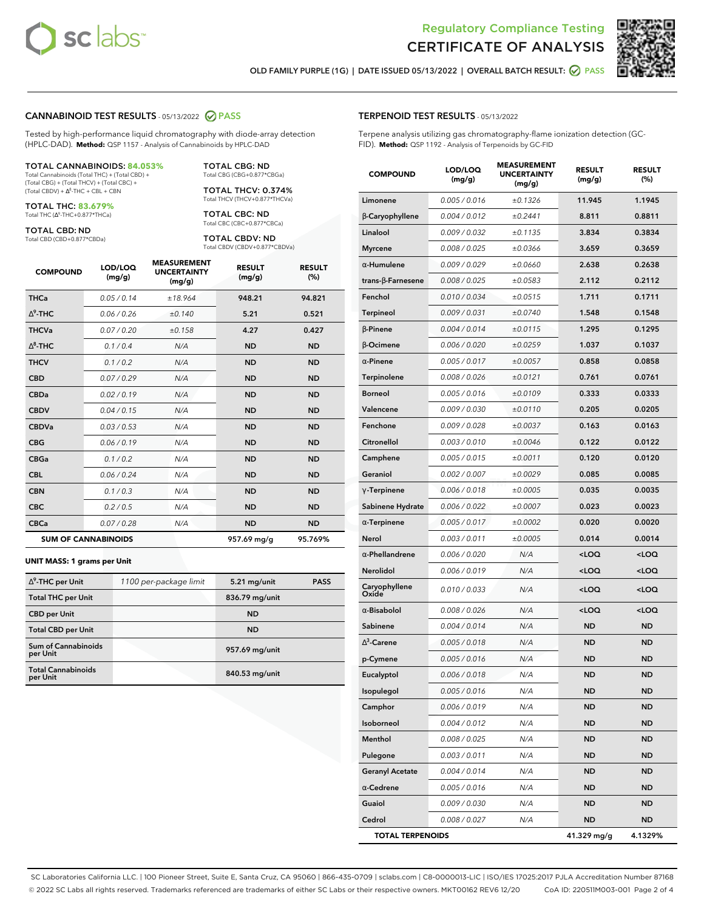# Regulatory Compliance Testing
# CERTIFICATE OF ANALYSIS

OLD FAMILY PURPLE (1G) | DATE ISSUED 05/13/2022 | OVERALL BATCH RESULT: PASS

## CANNABINOID TEST RESULTS - 05/13/2022 PASS

Tested by high-performance liquid chromatography with diode-array detection (HPLC-DAD). **Method:** QSP 1157 - Analysis of Cannabinoids by HPLC-DAD

**TOTAL CANNABINOIDS: 84.053%**
Total Cannabinoids (Total THC) + (Total CBD) + (Total CBG) + (Total THCV) + (Total CBC) + (Total CBDV) + $\Delta^8$-THC + CBL + CBN

**TOTAL THC: 83.679%**
Total THC ($\Delta^9$-THC+0.877*THCa)

**TOTAL CBD: ND**
Total CBD (CBD+0.877*CBDa)

**TOTAL CBG: ND**
Total CBG (CBG+0.877*CBGa)

**TOTAL THCV: 0.374%**
Total THCV (THCV+0.877*THCVa)

**TOTAL CBC: ND**
Total CBC (CBC+0.877*CBCa)

**TOTAL CBDV: ND**
Total CBDV (CBDV+0.877*CBDVa)

| COMPOUND | LOD/LOQ (mg/g) | MEASUREMENT UNCERTAINTY (mg/g) | RESULT (mg/g) | RESULT (%) |
|---|---|---|---|---|
| THCa | 0.05 / 0.14 | ±18.964 | 948.21 | 94.821 |
| $\Delta^9$-THC | 0.06 / 0.26 | ±0.140 | 5.21 | 0.521 |
| THCVa | 0.07 / 0.20 | ±0.158 | 4.27 | 0.427 |
| $\Delta^8$-THC | 0.1 / 0.4 | N/A | ND | ND |
| THCV | 0.1 / 0.2 | N/A | ND | ND |
| CBD | 0.07 / 0.29 | N/A | ND | ND |
| CBDa | 0.02 / 0.19 | N/A | ND | ND |
| CBDV | 0.04 / 0.15 | N/A | ND | ND |
| CBDVa | 0.03 / 0.53 | N/A | ND | ND |
| CBG | 0.06 / 0.19 | N/A | ND | ND |
| CBGa | 0.1 / 0.2 | N/A | ND | ND |
| CBL | 0.06 / 0.24 | N/A | ND | ND |
| CBN | 0.1 / 0.3 | N/A | ND | ND |
| CBC | 0.2 / 0.5 | N/A | ND | ND |
| CBCa | 0.07 / 0.28 | N/A | ND | ND |
| **SUM OF CANNABINOIDS** | | | 957.69 mg/g | 95.769% |

**UNIT MASS: 1 grams per Unit**

| | | | |
|---|---|---|---|
| $\Delta^9$-THC per Unit | 1100 per-package limit | 5.21 mg/unit | PASS |
| Total THC per Unit | | 836.79 mg/unit | |
| CBD per Unit | | ND | |
| Total CBD per Unit | | ND | |
| Sum of Cannabinoids per Unit | | 957.69 mg/unit | |
| Total Cannabinoids per Unit | | 840.53 mg/unit | |

## TERPENOID TEST RESULTS - 05/13/2022

Terpene analysis utilizing gas chromatography-flame ionization detection (GC-FID). **Method:** QSP 1192 - Analysis of Terpenoids by GC-FID

| COMPOUND | LOD/LOQ (mg/g) | MEASUREMENT UNCERTAINTY (mg/g) | RESULT (mg/g) | RESULT (%) |
|---|---|---|---|---|
| Limonene | 0.005 / 0.016 | ±0.1326 | 11.945 | 1.1945 |
| β-Caryophyllene | 0.004 / 0.012 | ±0.2441 | 8.811 | 0.8811 |
| Linalool | 0.009 / 0.032 | ±0.1135 | 3.834 | 0.3834 |
| Myrcene | 0.008 / 0.025 | ±0.0366 | 3.659 | 0.3659 |
| α-Humulene | 0.009 / 0.029 | ±0.0660 | 2.638 | 0.2638 |
| trans-β-Farnesene | 0.008 / 0.025 | ±0.0583 | 2.112 | 0.2112 |
| Fenchol | 0.010 / 0.034 | ±0.0515 | 1.711 | 0.1711 |
| Terpineol | 0.009 / 0.031 | ±0.0740 | 1.548 | 0.1548 |
| β-Pinene | 0.004 / 0.014 | ±0.0115 | 1.295 | 0.1295 |
| β-Ocimene | 0.006 / 0.020 | ±0.0259 | 1.037 | 0.1037 |
| α-Pinene | 0.005 / 0.017 | ±0.0057 | 0.858 | 0.0858 |
| Terpinolene | 0.008 / 0.026 | ±0.0121 | 0.761 | 0.0761 |
| Borneol | 0.005 / 0.016 | ±0.0109 | 0.333 | 0.0333 |
| Valencene | 0.009 / 0.030 | ±0.0110 | 0.205 | 0.0205 |
| Fenchone | 0.009 / 0.028 | ±0.0037 | 0.163 | 0.0163 |
| Citronellol | 0.003 / 0.010 | ±0.0046 | 0.122 | 0.0122 |
| Camphene | 0.005 / 0.015 | ±0.0011 | 0.120 | 0.0120 |
| Geraniol | 0.002 / 0.007 | ±0.0029 | 0.085 | 0.0085 |
| γ-Terpinene | 0.006 / 0.018 | ±0.0005 | 0.035 | 0.0035 |
| Sabinene Hydrate | 0.006 / 0.022 | ±0.0007 | 0.023 | 0.0023 |
| α-Terpinene | 0.005 / 0.017 | ±0.0002 | 0.020 | 0.0020 |
| Nerol | 0.003 / 0.011 | ±0.0005 | 0.014 | 0.0014 |
| α-Phellandrene | 0.006 / 0.020 | N/A | <LOQ | <LOQ |
| Nerolidol | 0.006 / 0.019 | N/A | <LOQ | <LOQ |
| Caryophyllene Oxide | 0.010 / 0.033 | N/A | <LOQ | <LOQ |
| α-Bisabolol | 0.008 / 0.026 | N/A | <LOQ | <LOQ |
| Sabinene | 0.004 / 0.014 | N/A | ND | ND |
| $\Delta^3$-Carene | 0.005 / 0.018 | N/A | ND | ND |
| p-Cymene | 0.005 / 0.016 | N/A | ND | ND |
| Eucalyptol | 0.006 / 0.018 | N/A | ND | ND |
| Isopulegol | 0.005 / 0.016 | N/A | ND | ND |
| Camphor | 0.006 / 0.019 | N/A | ND | ND |
| Isoborneol | 0.004 / 0.012 | N/A | ND | ND |
| Menthol | 0.008 / 0.025 | N/A | ND | ND |
| Pulegone | 0.003 / 0.011 | N/A | ND | ND |
| Geranyl Acetate | 0.004 / 0.014 | N/A | ND | ND |
| α-Cedrene | 0.005 / 0.016 | N/A | ND | ND |
| Guaiol | 0.009 / 0.030 | N/A | ND | ND |
| Cedrol | 0.008 / 0.027 | N/A | ND | ND |
| **TOTAL TERPENOIDS** | | | 41.329 mg/g | 4.1329% |

SC Laboratories California LLC. | 100 Pioneer Street, Suite E, Santa Cruz, CA 95060 | 866-435-0709 | sclabs.com | C8-0000013-LIC | ISO/IES 17025:2017 PJLA Accreditation Number 87168
© 2022 SC Labs all rights reserved. Trademarks referenced are trademarks of either SC Labs or their respective owners. MKT00162 REV6 12/20 CoA ID: 220511M003-001